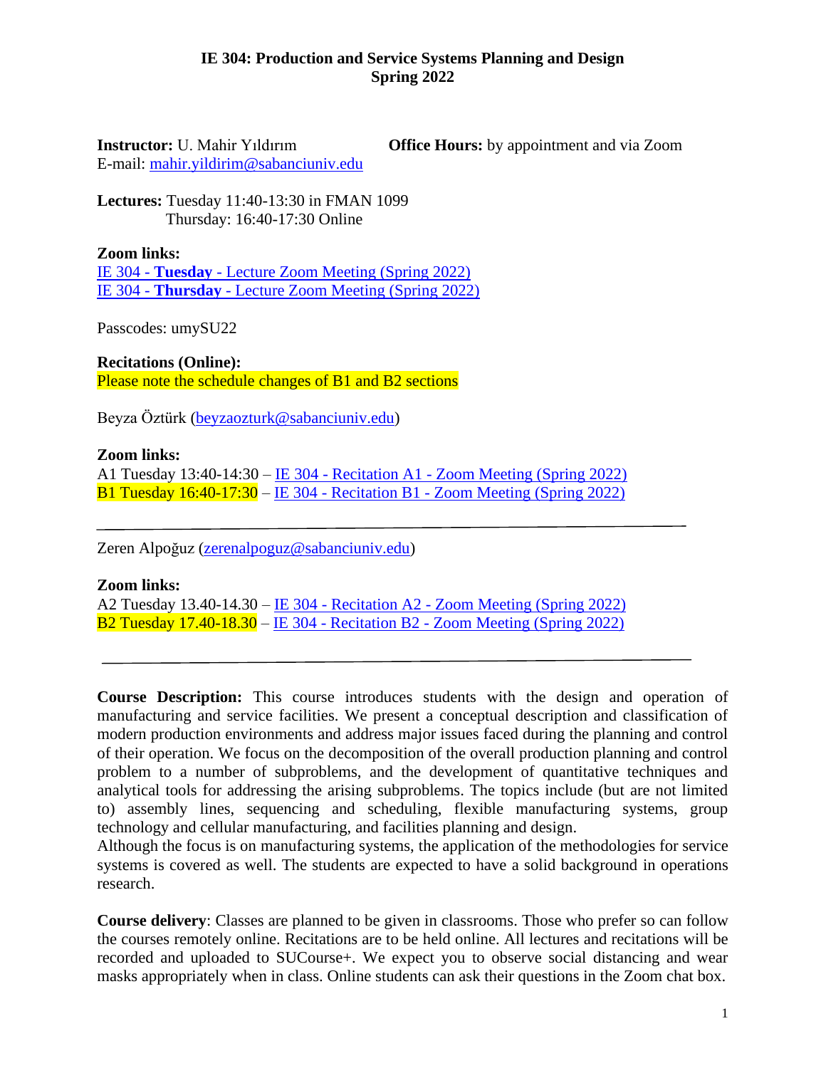**IE 304: Production and Service Systems Planning and Design**
**Spring 2022**

**Instructor:** U. Mahir Yıldırım
E-mail: mahir.yildirim@sabanciuniv.edu

**Office Hours:** by appointment and via Zoom

**Lectures:** Tuesday 11:40-13:30 in FMAN 1099
Thursday: 16:40-17:30 Online

**Zoom links:**
IE 304 - **Tuesday** - Lecture Zoom Meeting (Spring 2022)
IE 304 - **Thursday** - Lecture Zoom Meeting (Spring 2022)

Passcodes: umySU22

**Recitations (Online):**
Please note the schedule changes of B1 and B2 sections

Beyza Öztürk (beyzaozturk@sabanciuniv.edu)

**Zoom links:**
A1 Tuesday 13:40-14:30 – IE 304 - Recitation A1 - Zoom Meeting (Spring 2022)
B1 Tuesday 16:40-17:30 – IE 304 - Recitation B1 - Zoom Meeting (Spring 2022)

---

Zeren Alpoğuz (zerenalpoguz@sabanciuniv.edu)

**Zoom links:**
A2 Tuesday 13.40-14.30 – IE 304 - Recitation A2 - Zoom Meeting (Spring 2022)
B2 Tuesday 17.40-18.30 – IE 304 - Recitation B2 - Zoom Meeting (Spring 2022)

---

**Course Description:** This course introduces students with the design and operation of manufacturing and service facilities. We present a conceptual description and classification of modern production environments and address major issues faced during the planning and control of their operation. We focus on the decomposition of the overall production planning and control problem to a number of subproblems, and the development of quantitative techniques and analytical tools for addressing the arising subproblems. The topics include (but are not limited to) assembly lines, sequencing and scheduling, flexible manufacturing systems, group technology and cellular manufacturing, and facilities planning and design.
Although the focus is on manufacturing systems, the application of the methodologies for service systems is covered as well. The students are expected to have a solid background in operations research.

**Course delivery**: Classes are planned to be given in classrooms. Those who prefer so can follow the courses remotely online. Recitations are to be held online. All lectures and recitations will be recorded and uploaded to SUCourse+. We expect you to observe social distancing and wear masks appropriately when in class. Online students can ask their questions in the Zoom chat box.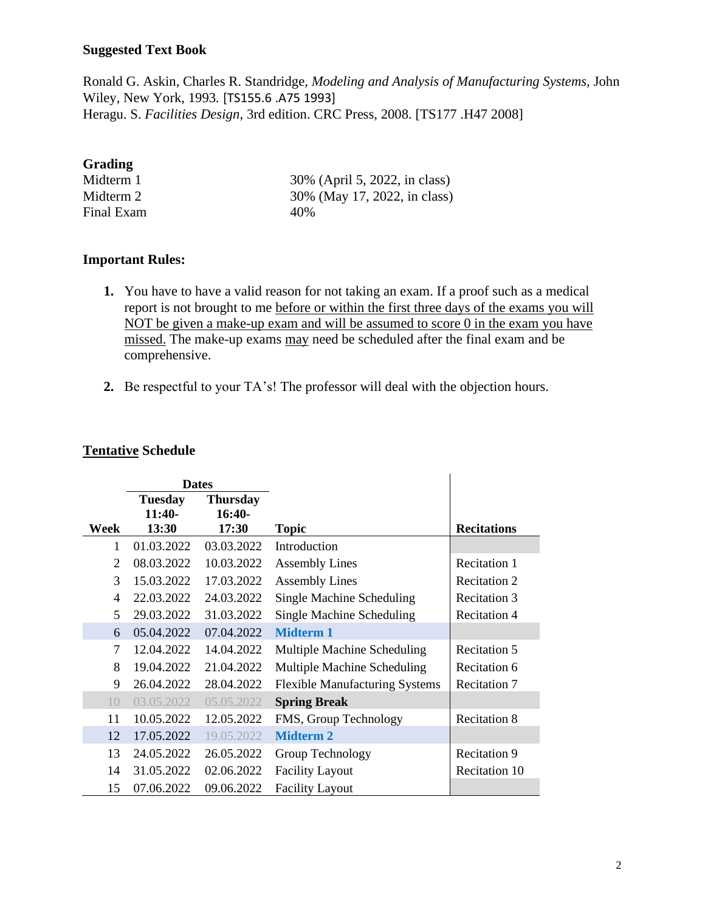**Suggested Text Book**

Ronald G. Askin, Charles R. Standridge, *Modeling and Analysis of Manufacturing Systems,* John Wiley, New York, 1993. [TS155.6 .A75 1993]
Heragu. S. *Facilities Design*, 3rd edition. CRC Press, 2008. [TS177 .H47 2008]

**Grading**

| | |
|---|---|
| Midterm 1 | 30% (April 5, 2022, in class) |
| Midterm 2 | 30% (May 17, 2022, in class) |
| Final Exam | 40% |

**Important Rules:**

1. You have to have a valid reason for not taking an exam. If a proof such as a medical report is not brought to me before or within the first three days of the exams you will NOT be given a make-up exam and will be assumed to score 0 in the exam you have missed. The make-up exams may need be scheduled after the final exam and be comprehensive.

2. Be respectful to your TA's! The professor will deal with the objection hours.

**Tentative Schedule**

| | Dates | | | |
|---|---|---|---|---|
| Week | Tuesday 11:40-13:30 | Thursday 16:40-17:30 | Topic | Recitations |
| 1 | 01.03.2022 | 03.03.2022 | Introduction | |
| 2 | 08.03.2022 | 10.03.2022 | Assembly Lines | Recitation 1 |
| 3 | 15.03.2022 | 17.03.2022 | Assembly Lines | Recitation 2 |
| 4 | 22.03.2022 | 24.03.2022 | Single Machine Scheduling | Recitation 3 |
| 5 | 29.03.2022 | 31.03.2022 | Single Machine Scheduling | Recitation 4 |
| 6 | 05.04.2022 | 07.04.2022 | **Midterm 1** | |
| 7 | 12.04.2022 | 14.04.2022 | Multiple Machine Scheduling | Recitation 5 |
| 8 | 19.04.2022 | 21.04.2022 | Multiple Machine Scheduling | Recitation 6 |
| 9 | 26.04.2022 | 28.04.2022 | Flexible Manufacturing Systems | Recitation 7 |
| 10 | 03.05.2022 | 05.05.2022 | **Spring Break** | |
| 11 | 10.05.2022 | 12.05.2022 | FMS, Group Technology | Recitation 8 |
| 12 | 17.05.2022 | 19.05.2022 | **Midterm 2** | |
| 13 | 24.05.2022 | 26.05.2022 | Group Technology | Recitation 9 |
| 14 | 31.05.2022 | 02.06.2022 | Facility Layout | Recitation 10 |
| 15 | 07.06.2022 | 09.06.2022 | Facility Layout | |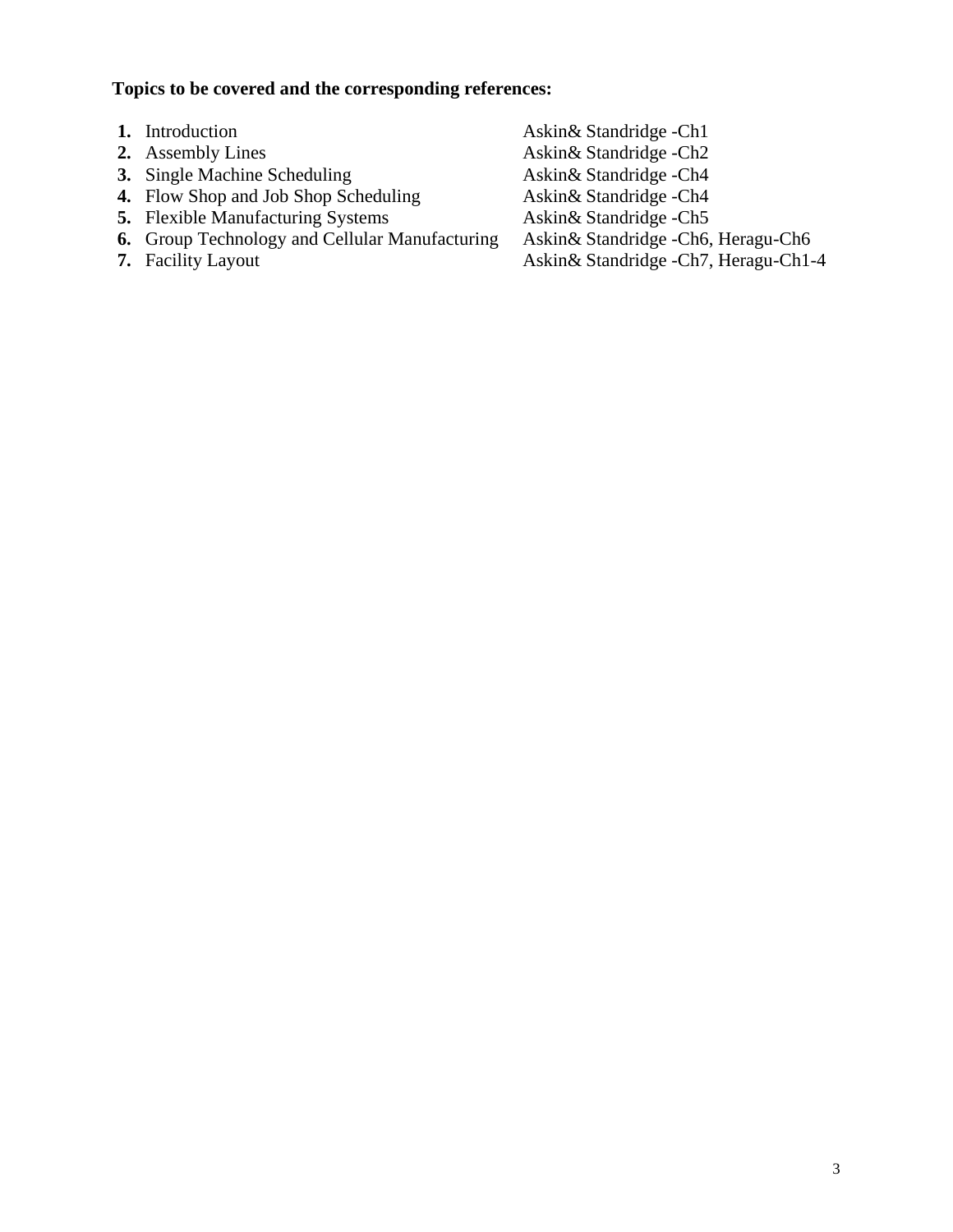**Topics to be covered and the corresponding references:**

| | | |
|---|---|---|
| **1.** | Introduction | Askin& Standridge -Ch1 |
| **2.** | Assembly Lines | Askin& Standridge -Ch2 |
| **3.** | Single Machine Scheduling | Askin& Standridge -Ch4 |
| **4.** | Flow Shop and Job Shop Scheduling | Askin& Standridge -Ch4 |
| **5.** | Flexible Manufacturing Systems | Askin& Standridge -Ch5 |
| **6.** | Group Technology and Cellular Manufacturing | Askin& Standridge -Ch6, Heragu-Ch6 |
| **7.** | Facility Layout | Askin& Standridge -Ch7, Heragu-Ch1-4 |